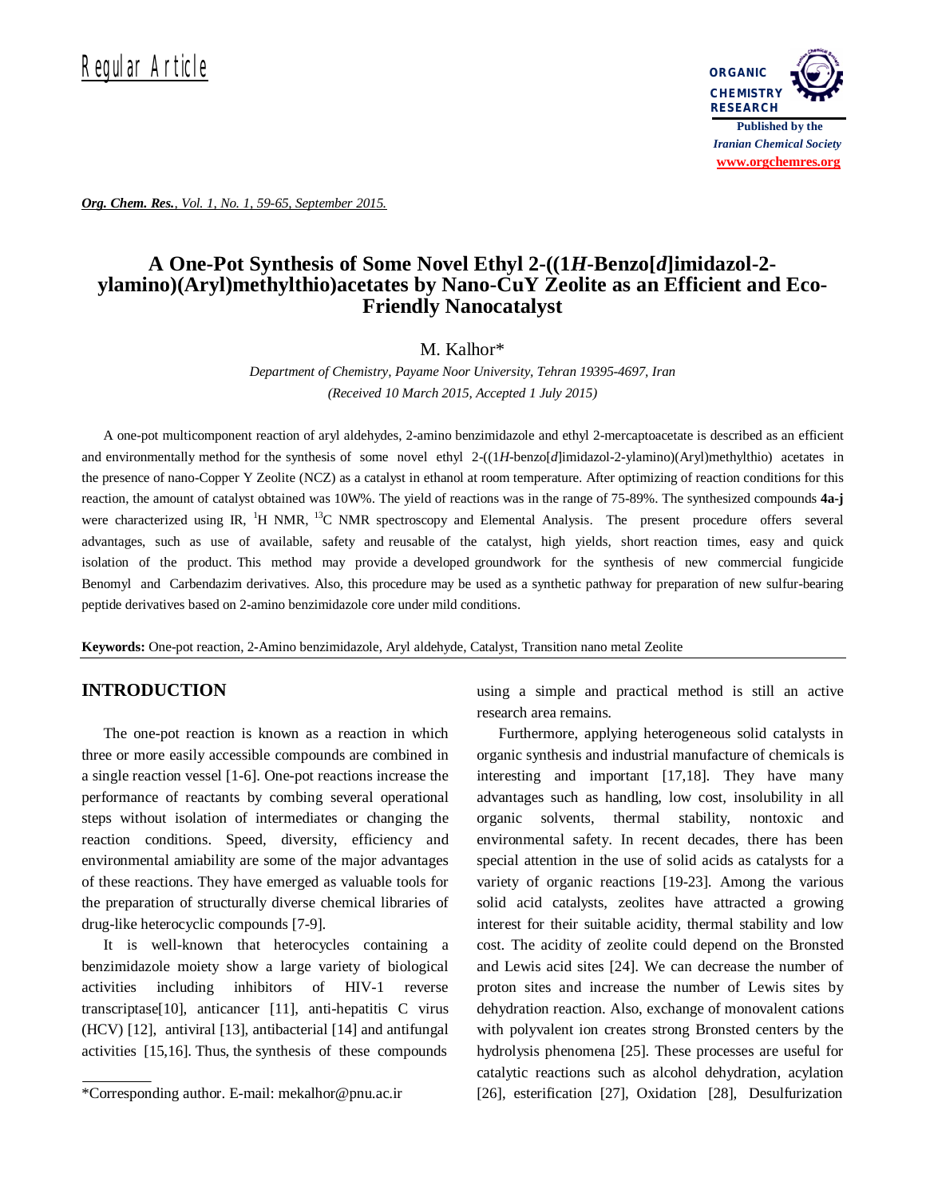Regular Article

# A One-Pot Synthesis of Some Novel Ethyl 2-((1*H*-Benzo[*d*]imidazol-2-ylamino)(Aryl)methylthio)acetates by Nano-CuY Zeolite as an Efficient and Eco-Friendly Nanocatalyst

M. Kalhor*

*Department of Chemistry, Payame Noor University, Tehran 19395-4697, Iran*

*(Received 10 March 2015, Accepted 1 July 2015)*

A one-pot multicomponent reaction of aryl aldehydes, 2-amino benzimidazole and ethyl 2-mercaptoacetate is described as an efficient and environmentally method for the synthesis of some novel ethyl 2-((1*H*-benzo[*d*]imidazol-2-ylamino)(Aryl)methylthio) acetates in the presence of nano-Copper Y Zeolite (NCZ) as a catalyst in ethanol at room temperature. After optimizing of reaction conditions for this reaction, the amount of catalyst obtained was 10W%. The yield of reactions was in the range of 75-89%. The synthesized compounds **4a-j** were characterized using IR, $^{1}H$ NMR, $^{13}C$ NMR spectroscopy and Elemental Analysis. The present procedure offers several advantages, such as use of available, safety and reusable of the catalyst, high yields, short reaction times, easy and quick isolation of the product. This method may provide a developed groundwork for the synthesis of new commercial fungicide Benomyl and Carbendazim derivatives. Also, this procedure may be used as a synthetic pathway for preparation of new sulfur-bearing peptide derivatives based on 2-amino benzimidazole core under mild conditions.

**Keywords:** One-pot reaction, 2-Amino benzimidazole, Aryl aldehyde, Catalyst, Transition nano metal Zeolite

## INTRODUCTION

The one-pot reaction is known as a reaction in which three or more easily accessible compounds are combined in a single reaction vessel [1-6]. One-pot reactions increase the performance of reactants by combing several operational steps without isolation of intermediates or changing the reaction conditions. Speed, diversity, efficiency and environmental amiability are some of the major advantages of these reactions. They have emerged as valuable tools for the preparation of structurally diverse chemical libraries of drug-like heterocyclic compounds [7-9].

It is well-known that heterocycles containing a benzimidazole moiety show a large variety of biological activities including inhibitors of HIV-1 reverse transcriptase[10], anticancer [11], anti-hepatitis C virus (HCV) [12], antiviral [13], antibacterial [14] and antifungal activities [15,16]. Thus, the synthesis of these compounds using a simple and practical method is still an active research area remains.

Furthermore, applying heterogeneous solid catalysts in organic synthesis and industrial manufacture of chemicals is interesting and important [17,18]. They have many advantages such as handling, low cost, insolubility in all organic solvents, thermal stability, nontoxic and environmental safety. In recent decades, there has been special attention in the use of solid acids as catalysts for a variety of organic reactions [19-23]. Among the various solid acid catalysts, zeolites have attracted a growing interest for their suitable acidity, thermal stability and low cost. The acidity of zeolite could depend on the Bronsted and Lewis acid sites [24]. We can decrease the number of proton sites and increase the number of Lewis sites by dehydration reaction. Also, exchange of monovalent cations with polyvalent ion creates strong Bronsted centers by the hydrolysis phenomena [25]. These processes are useful for catalytic reactions such as alcohol dehydration, acylation [26], esterification [27], Oxidation [28], Desulfurization

*Corresponding author. E-mail: mekalhor@pnu.ac.ir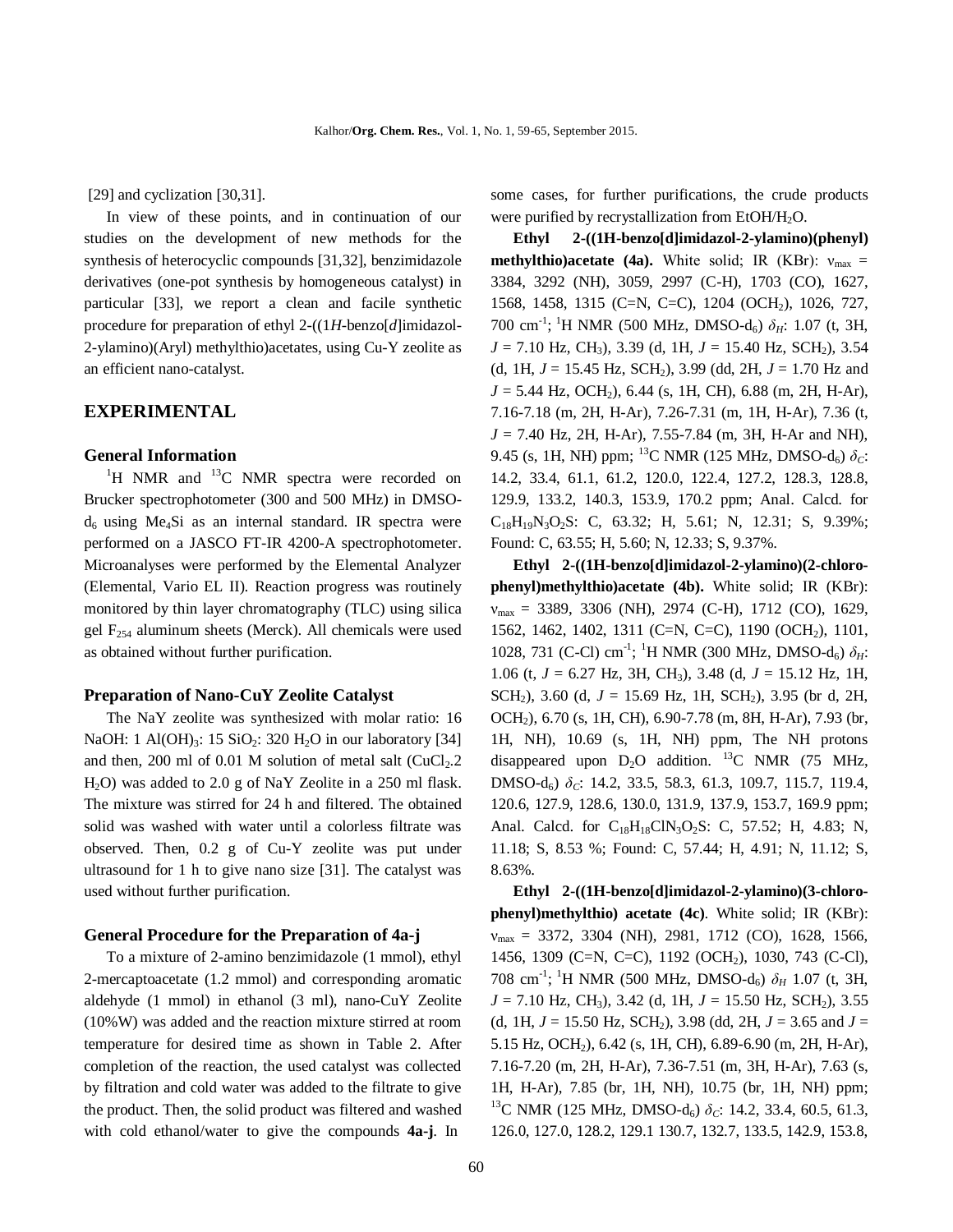[29] and cyclization [30,31].

In view of these points, and in continuation of our studies on the development of new methods for the synthesis of heterocyclic compounds [31,32], benzimidazole derivatives (one-pot synthesis by homogeneous catalyst) in particular [33], we report a clean and facile synthetic procedure for preparation of ethyl 2-((1*H*-benzo[*d*]imidazol-2-ylamino)(Aryl) methylthio)acetates, using Cu-Y zeolite as an efficient nano-catalyst.

## EXPERIMENTAL

### General Information

$^1$H NMR and $^{13}$C NMR spectra were recorded on Brucker spectrophotometer (300 and 500 MHz) in DMSO-$d_6$ using $Me_4Si$ as an internal standard. IR spectra were performed on a JASCO FT-IR 4200-A spectrophotometer. Microanalyses were performed by the Elemental Analyzer (Elemental, Vario EL II). Reaction progress was routinely monitored by thin layer chromatography (TLC) using silica gel $F_{254}$ aluminum sheets (Merck). All chemicals were used as obtained without further purification.

### Preparation of Nano-CuY Zeolite Catalyst

The NaY zeolite was synthesized with molar ratio: 16 NaOH: 1 $Al(OH)_3$: 15 $SiO_2$: 320 $H_2O$ in our laboratory [34] and then, 200 ml of 0.01 M solution of metal salt ($CuCl_2$.2 $H_2O$) was added to 2.0 g of NaY Zeolite in a 250 ml flask. The mixture was stirred for 24 h and filtered. The obtained solid was washed with water until a colorless filtrate was observed. Then, 0.2 g of Cu-Y zeolite was put under ultrasound for 1 h to give nano size [31]. The catalyst was used without further purification.

### General Procedure for the Preparation of 4a-j

To a mixture of 2-amino benzimidazole (1 mmol), ethyl 2-mercaptoacetate (1.2 mmol) and corresponding aromatic aldehyde (1 mmol) in ethanol (3 ml), nano-CuY Zeolite (10%W) was added and the reaction mixture stirred at room temperature for desired time as shown in Table 2. After completion of the reaction, the used catalyst was collected by filtration and cold water was added to the filtrate to give the product. Then, the solid product was filtered and washed with cold ethanol/water to give the compounds **4a-j**. In some cases, for further purifications, the crude products were purified by recrystallization from EtOH/$H_2O$.

**Ethyl 2-((1H-benzo[d]imidazol-2-ylamino)(phenyl) methylthio)acetate (4a).** White solid; IR (KBr): $\nu_{max}$ = 3384, 3292 (NH), 3059, 2997 (C-H), 1703 (CO), 1627, 1568, 1458, 1315 (C=N, C=C), 1204 ($OCH_2$), 1026, 727, 700 cm$^{-1}$; $^1$H NMR (500 MHz, DMSO-$d_6$) $\delta_H$: 1.07 (t, 3H, $J$ = 7.10 Hz, $CH_3$), 3.39 (d, 1H, $J$ = 15.40 Hz, $SCH_2$), 3.54 (d, 1H, $J$ = 15.45 Hz, $SCH_2$), 3.99 (dd, 2H, $J$ = 1.70 Hz and $J$ = 5.44 Hz, $OCH_2$), 6.44 (s, 1H, CH), 6.88 (m, 2H, H-Ar), 7.16-7.18 (m, 2H, H-Ar), 7.26-7.31 (m, 1H, H-Ar), 7.36 (t, $J$ = 7.40 Hz, 2H, H-Ar), 7.55-7.84 (m, 3H, H-Ar and NH), 9.45 (s, 1H, NH) ppm; $^{13}$C NMR (125 MHz, DMSO-$d_6$) $\delta_C$: 14.2, 33.4, 61.1, 61.2, 120.0, 122.4, 127.2, 128.3, 128.8, 129.9, 133.2, 140.3, 153.9, 170.2 ppm; Anal. Calcd. for $C_{18}H_{19}N_3O_2S$: C, 63.32; H, 5.61; N, 12.31; S, 9.39%; Found: C, 63.55; H, 5.60; N, 12.33; S, 9.37%.

**Ethyl 2-((1H-benzo[d]imidazol-2-ylamino)(2-chloro-phenyl)methylthio)acetate (4b).** White solid; IR (KBr): $\nu_{max}$ = 3389, 3306 (NH), 2974 (C-H), 1712 (CO), 1629, 1562, 1462, 1402, 1311 (C=N, C=C), 1190 ($OCH_2$), 1101, 1028, 731 (C-Cl) cm$^{-1}$; $^1$H NMR (300 MHz, DMSO-$d_6$) $\delta_H$: 1.06 (t, $J$ = 6.27 Hz, 3H, $CH_3$), 3.48 (d, $J$ = 15.12 Hz, 1H, $SCH_2$), 3.60 (d, $J$ = 15.69 Hz, 1H, $SCH_2$), 3.95 (br d, 2H, $OCH_2$), 6.70 (s, 1H, CH), 6.90-7.78 (m, 8H, H-Ar), 7.93 (br, 1H, NH), 10.69 (s, 1H, NH) ppm, The NH protons disappeared upon $D_2O$ addition. $^{13}$C NMR (75 MHz, DMSO-$d_6$) $\delta_C$: 14.2, 33.5, 58.3, 61.3, 109.7, 115.7, 119.4, 120.6, 127.9, 128.6, 130.0, 131.9, 137.9, 153.7, 169.9 ppm; Anal. Calcd. for $C_{18}H_{18}ClN_3O_2S$: C, 57.52; H, 4.83; N, 11.18; S, 8.53 %; Found: C, 57.44; H, 4.91; N, 11.12; S, 8.63%.

**Ethyl 2-((1H-benzo[d]imidazol-2-ylamino)(3-chloro-phenyl)methylthio) acetate (4c)**. White solid; IR (KBr): $\nu_{max}$ = 3372, 3304 (NH), 2981, 1712 (CO), 1628, 1566, 1456, 1309 (C=N, C=C), 1192 ($OCH_2$), 1030, 743 (C-Cl), 708 cm$^{-1}$; $^1$H NMR (500 MHz, DMSO-$d_6$) $\delta_H$ 1.07 (t, 3H, $J$ = 7.10 Hz, $CH_3$), 3.42 (d, 1H, $J$ = 15.50 Hz, $SCH_2$), 3.55 (d, 1H, $J$ = 15.50 Hz, $SCH_2$), 3.98 (dd, 2H, $J$ = 3.65 and $J$ = 5.15 Hz, $OCH_2$), 6.42 (s, 1H, CH), 6.89-6.90 (m, 2H, H-Ar), 7.16-7.20 (m, 2H, H-Ar), 7.36-7.51 (m, 3H, H-Ar), 7.63 (s, 1H, H-Ar), 7.85 (br, 1H, NH), 10.75 (br, 1H, NH) ppm; $^{13}$C NMR (125 MHz, DMSO-$d_6$) $\delta_C$: 14.2, 33.4, 60.5, 61.3, 126.0, 127.0, 128.2, 129.1 130.7, 132.7, 133.5, 142.9, 153.8,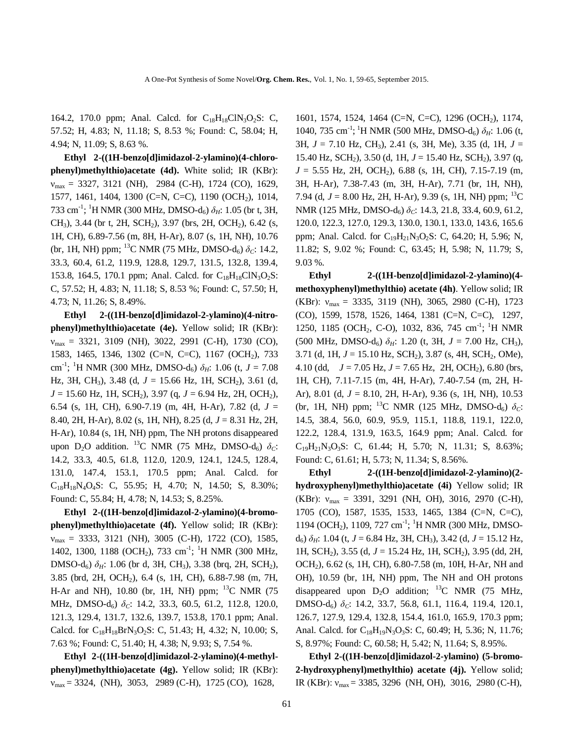164.2, 170.0 ppm; Anal. Calcd. for $C_{18}H_{18}ClN_3O_2S$: C, 57.52; H, 4.83; N, 11.18; S, 8.53 %; Found: C, 58.04; H, 4.94; N, 11.09; S, 8.63 %.

**Ethyl 2-((1H-benzo[d]imidazol-2-ylamino)(4-chlorophenyl)methylthio)acetate (4d).** White solid; IR (KBr): $\nu_{max}$ = 3327, 3121 (NH), 2984 (C-H), 1724 (CO), 1629, 1577, 1461, 1404, 1300 (C=N, C=C), 1190 ($OCH_2$), 1014, 733 $cm^{-1}$; $^1H$ NMR (300 MHz, DMSO-$d_6$) $\delta_H$: 1.05 (br t, 3H, $CH_3$), 3.44 (br t, 2H, $SCH_2$), 3.97 (brs, 2H, $OCH_2$), 6.42 (s, 1H, CH), 6.89-7.56 (m, 8H, H-Ar), 8.07 (s, 1H, NH), 10.76 (br, 1H, NH) ppm; $^{13}C$ NMR (75 MHz, DMSO-$d_6$) $\delta_C$: 14.2, 33.3, 60.4, 61.2, 119.9, 128.8, 129.7, 131.5, 132.8, 139.4, 153.8, 164.5, 170.1 ppm; Anal. Calcd. for $C_{18}H_{18}ClN_3O_2S$: C, 57.52; H, 4.83; N, 11.18; S, 8.53 %; Found: C, 57.50; H, 4.73; N, 11.26; S, 8.49%.

**Ethyl 2-((1H-benzo[d]imidazol-2-ylamino)(4-nitrophenyl)methylthio)acetate (4e).** Yellow solid; IR (KBr): $\nu_{max}$ = 3321, 3109 (NH), 3022, 2991 (C-H), 1730 (CO), 1583, 1465, 1346, 1302 (C=N, C=C), 1167 ($OCH_2$), 733 $cm^{-1}$; $^1H$ NMR (300 MHz, DMSO-$d_6$) $\delta_H$: 1.06 (t, $J$ = 7.08 Hz, 3H, $CH_3$), 3.48 (d, $J$ = 15.66 Hz, 1H, $SCH_2$), 3.61 (d, $J$ = 15.60 Hz, 1H, $SCH_2$), 3.97 (q, $J$ = 6.94 Hz, 2H, $OCH_2$), 6.54 (s, 1H, CH), 6.90-7.19 (m, 4H, H-Ar), 7.82 (d, $J$ = 8.40, 2H, H-Ar), 8.02 (s, 1H, NH), 8.25 (d, $J$ = 8.31 Hz, 2H, H-Ar), 10.84 (s, 1H, NH) ppm, The NH protons disappeared upon $D_2O$ addition. $^{13}C$ NMR (75 MHz, DMSO-$d_6$) $\delta_C$: 14.2, 33.3, 40.5, 61.8, 112.0, 120.9, 124.1, 124.5, 128.4, 131.0, 147.4, 153.1, 170.5 ppm; Anal. Calcd. for $C_{18}H_{18}N_4O_4S$: C, 55.95; H, 4.70; N, 14.50; S, 8.30%; Found: C, 55.84; H, 4.78; N, 14.53; S, 8.25%.

**Ethyl 2-((1H-benzo[d]imidazol-2-ylamino)(4-bromophenyl)methylthio)acetate (4f).** Yellow solid; IR (KBr): $\nu_{max}$ = 3333, 3121 (NH), 3005 (C-H), 1722 (CO), 1585, 1402, 1300, 1188 ($OCH_2$), 733 $cm^{-1}$; $^1H$ NMR (300 MHz, DMSO-$d_6$) $\delta_H$: 1.06 (br d, 3H, $CH_3$), 3.38 (brq, 2H, $SCH_2$), 3.85 (brd, 2H, $OCH_2$), 6.4 (s, 1H, CH), 6.88-7.98 (m, 7H, H-Ar and NH), 10.80 (br, 1H, NH) ppm; $^{13}C$ NMR (75 MHz, DMSO-$d_6$) $\delta_C$: 14.2, 33.3, 60.5, 61.2, 112.8, 120.0, 121.3, 129.4, 131.7, 132.6, 139.7, 153.8, 170.1 ppm; Anal. Calcd. for $C_{18}H_{18}BrN_3O_2S$: C, 51.43; H, 4.32; N, 10.00; S, 7.63 %; Found: C, 51.40; H, 4.38; N, 9.93; S, 7.54 %.

**Ethyl 2-((1H-benzo[d]imidazol-2-ylamino)(4-methylphenyl)methylthio)acetate (4g).** Yellow solid; IR (KBr): $\nu_{max}$ = 3324, (NH), 3053, 2989 (C-H), 1725 (CO), 1628, 1601, 1574, 1524, 1464 (C=N, C=C), 1296 ($OCH_2$), 1174, 1040, 735 $cm^{-1}$; $^1H$ NMR (500 MHz, DMSO-$d_6$) $\delta_H$: 1.06 (t, 3H, $J$ = 7.10 Hz, $CH_3$), 2.41 (s, 3H, Me), 3.35 (d, 1H, $J$ = 15.40 Hz, $SCH_2$), 3.50 (d, 1H, $J$ = 15.40 Hz, $SCH_2$), 3.97 (q, $J$ = 5.55 Hz, 2H, $OCH_2$), 6.88 (s, 1H, CH), 7.15-7.19 (m, 3H, H-Ar), 7.38-7.43 (m, 3H, H-Ar), 7.71 (br, 1H, NH), 7.94 (d, $J$ = 8.00 Hz, 2H, H-Ar), 9.39 (s, 1H, NH) ppm; $^{13}C$ NMR (125 MHz, DMSO-$d_6$) $\delta_C$: 14.3, 21.8, 33.4, 60.9, 61.2, 120.0, 122.3, 127.0, 129.3, 130.0, 130.1, 133.0, 143.6, 165.6 ppm; Anal. Calcd. for $C_{19}H_{21}N_3O_2S$: C, 64.20; H, 5.96; N, 11.82; S, 9.02 %; Found: C, 63.45; H, 5.98; N, 11.79; S, 9.03 %.

**Ethyl 2-((1H-benzo[d]imidazol-2-ylamino)(4-methoxyphenyl)methylthio) acetate (4h)**. Yellow solid; IR (KBr): $\nu_{max}$ = 3335, 3119 (NH), 3065, 2980 (C-H), 1723 (CO), 1599, 1578, 1526, 1464, 1381 (C=N, C=C), 1297, 1250, 1185 ($OCH_2$, C-O), 1032, 836, 745 $cm^{-1}$; $^1H$ NMR (500 MHz, DMSO-$d_6$) $\delta_H$: 1.20 (t, 3H, $J$ = 7.00 Hz, $CH_3$), 3.71 (d, 1H, $J$ = 15.10 Hz, $SCH_2$), 3.87 (s, 4H, $SCH_2$, OMe), 4.10 (dd, $J$ = 7.05 Hz, $J$ = 7.65 Hz, 2H, $OCH_2$), 6.80 (brs, 1H, CH), 7.11-7.15 (m, 4H, H-Ar), 7.40-7.54 (m, 2H, H-Ar), 8.01 (d, $J$ = 8.10, 2H, H-Ar), 9.36 (s, 1H, NH), 10.53 (br, 1H, NH) ppm; $^{13}C$ NMR (125 MHz, DMSO-$d_6$) $\delta_C$: 14.5, 38.4, 56.0, 60.9, 95.9, 115.1, 118.8, 119.1, 122.0, 122.2, 128.4, 131.9, 163.5, 164.9 ppm; Anal. Calcd. for $C_{19}H_{21}N_3O_3S$: C, 61.44; H, 5.70; N, 11.31; S, 8.63%; Found: C, 61.61; H, 5.73; N, 11.34; S, 8.56%.

**Ethyl 2-((1H-benzo[d]imidazol-2-ylamino)(2-hydroxyphenyl)methylthio)acetate (4i)** Yellow solid; IR (KBr): $\nu_{max}$ = 3391, 3291 (NH, OH), 3016, 2970 (C-H), 1705 (CO), 1587, 1535, 1533, 1465, 1384 (C=N, C=C), 1194 ($OCH_2$), 1109, 727 $cm^{-1}$; $^1H$ NMR (300 MHz, DMSO-$d_6$) $\delta_H$: 1.04 (t, $J$ = 6.84 Hz, 3H, $CH_3$), 3.42 (d, $J$ = 15.12 Hz, 1H, $SCH_2$), 3.55 (d, $J$ = 15.24 Hz, 1H, $SCH_2$), 3.95 (dd, 2H, $OCH_2$), 6.62 (s, 1H, CH), 6.80-7.58 (m, 10H, H-Ar, NH and OH), 10.59 (br, 1H, NH) ppm, The NH and OH protons disappeared upon $D_2O$ addition; $^{13}C$ NMR (75 MHz, DMSO-$d_6$) $\delta_C$: 14.2, 33.7, 56.8, 61.1, 116.4, 119.4, 120.1, 126.7, 127.9, 129.4, 132.8, 154.4, 161.0, 165.9, 170.3 ppm; Anal. Calcd. for $C_{18}H_{19}N_3O_3S$: C, 60.49; H, 5.36; N, 11.76; S, 8.97%; Found: C, 60.58; H, 5.42; N, 11.64; S, 8.95%.

**Ethyl 2-((1H-benzo[d]imidazol-2-ylamino) (5-bromo-2-hydroxyphenyl)methylthio) acetate (4j).** Yellow solid; IR (KBr): $\nu_{max}$ = 3385, 3296 (NH, OH), 3016, 2980 (C-H),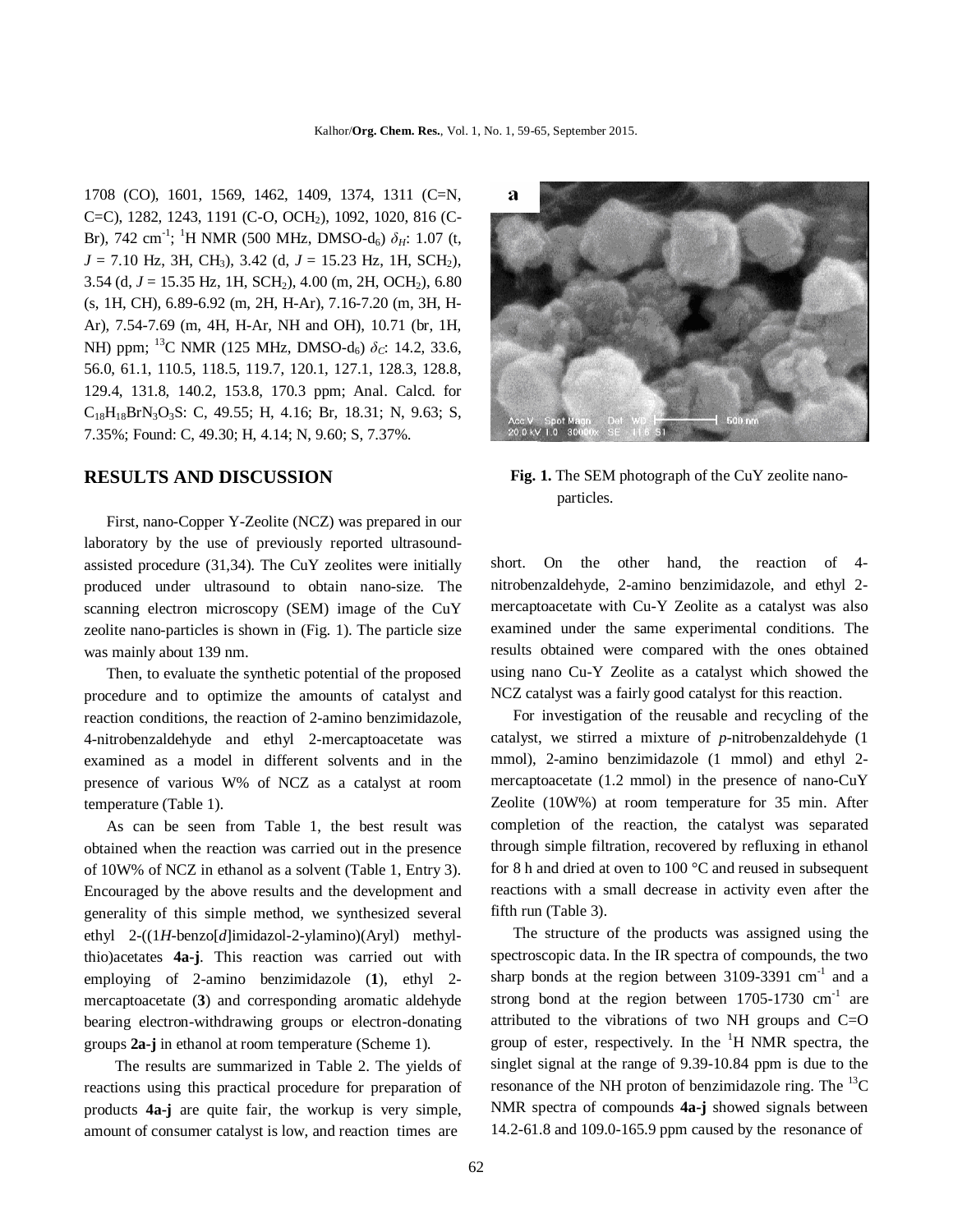1708 (CO), 1601, 1569, 1462, 1409, 1374, 1311 (C=N, C=C), 1282, 1243, 1191 (C-O, $OCH_2$), 1092, 1020, 816 (C-Br), 742 $cm^{-1}$; $^1H$ NMR (500 MHz, DMSO-$d_6$) $\delta_H$: 1.07 (t, $J$ = 7.10 Hz, 3H, $CH_3$), 3.42 (d, $J$ = 15.23 Hz, 1H, $SCH_2$), 3.54 (d, $J$ = 15.35 Hz, 1H, $SCH_2$), 4.00 (m, 2H, $OCH_2$), 6.80 (s, 1H, CH), 6.89-6.92 (m, 2H, H-Ar), 7.16-7.20 (m, 3H, H-Ar), 7.54-7.69 (m, 4H, H-Ar, NH and OH), 10.71 (br, 1H, NH) ppm; $^{13}C$ NMR (125 MHz, DMSO-$d_6$) $\delta_C$: 14.2, 33.6, 56.0, 61.1, 110.5, 118.5, 119.7, 120.1, 127.1, 128.3, 128.8, 129.4, 131.8, 140.2, 153.8, 170.3 ppm; Anal. Calcd. for $C_{18}H_{18}BrN_3O_3S$: C, 49.55; H, 4.16; Br, 18.31; N, 9.63; S, 7.35%; Found: C, 49.30; H, 4.14; N, 9.60; S, 7.37%.

## RESULTS AND DISCUSSION

First, nano-Copper Y-Zeolite (NCZ) was prepared in our laboratory by the use of previously reported ultrasound-assisted procedure (31,34). The CuY zeolites were initially produced under ultrasound to obtain nano-size. The scanning electron microscopy (SEM) image of the CuY zeolite nano-particles is shown in (Fig. 1). The particle size was mainly about 139 nm.

**Fig. 1.** The SEM photograph of the CuY zeolite nano-particles.

Then, to evaluate the synthetic potential of the proposed procedure and to optimize the amounts of catalyst and reaction conditions, the reaction of 2-amino benzimidazole, 4-nitrobenzaldehyde and ethyl 2-mercaptoacetate was examined as a model in different solvents and in the presence of various W% of NCZ as a catalyst at room temperature (Table 1).

As can be seen from Table 1, the best result was obtained when the reaction was carried out in the presence of 10W% of NCZ in ethanol as a solvent (Table 1, Entry 3). Encouraged by the above results and the development and generality of this simple method, we synthesized several ethyl 2-((1*H*-benzo[*d*]imidazol-2-ylamino)(Aryl) methylthio)acetates **4a-j**. This reaction was carried out with employing of 2-amino benzimidazole (**1**), ethyl 2-mercaptoacetate (**3**) and corresponding aromatic aldehyde bearing electron-withdrawing groups or electron-donating groups **2a-j** in ethanol at room temperature (Scheme 1).

The results are summarized in Table 2. The yields of reactions using this practical procedure for preparation of products **4a-j** are quite fair, the workup is very simple, amount of consumer catalyst is low, and reaction times are short. On the other hand, the reaction of 4-nitrobenzaldehyde, 2-amino benzimidazole, and ethyl 2-mercaptoacetate with Cu-Y Zeolite as a catalyst was also examined under the same experimental conditions. The results obtained were compared with the ones obtained using nano Cu-Y Zeolite as a catalyst which showed the NCZ catalyst was a fairly good catalyst for this reaction.

For investigation of the reusable and recycling of the catalyst, we stirred a mixture of *p*-nitrobenzaldehyde (1 mmol), 2-amino benzimidazole (1 mmol) and ethyl 2-mercaptoacetate (1.2 mmol) in the presence of nano-CuY Zeolite (10W%) at room temperature for 35 min. After completion of the reaction, the catalyst was separated through simple filtration, recovered by refluxing in ethanol for 8 h and dried at oven to 100 °C and reused in subsequent reactions with a small decrease in activity even after the fifth run (Table 3).

The structure of the products was assigned using the spectroscopic data. In the IR spectra of compounds, the two sharp bonds at the region between 3109-3391 $cm^{-1}$ and a strong bond at the region between 1705-1730 $cm^{-1}$ are attributed to the vibrations of two NH groups and C=O group of ester, respectively. In the $^1H$ NMR spectra, the singlet signal at the range of 9.39-10.84 ppm is due to the resonance of the NH proton of benzimidazole ring. The $^{13}C$ NMR spectra of compounds **4a-j** showed signals between 14.2-61.8 and 109.0-165.9 ppm caused by the resonance of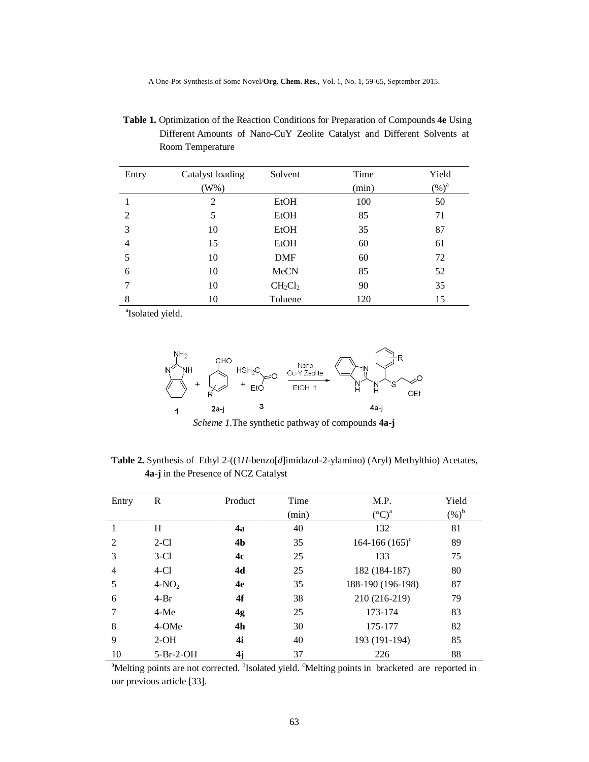**Table 1.** Optimization of the Reaction Conditions for Preparation of Compounds **4e** Using Different Amounts of Nano-CuY Zeolite Catalyst and Different Solvents at Room Temperature

| Entry | Catalyst loading (W%) | Solvent | Time (min) | Yield (%)[a] |
|---|---|---|---|---|
| 1 | 2 | EtOH | 100 | 50 |
| 2 | 5 | EtOH | 85 | 71 |
| 3 | 10 | EtOH | 35 | 87 |
| 4 | 15 | EtOH | 60 | 61 |
| 5 | 10 | DMF | 60 | 72 |
| 6 | 10 | MeCN | 85 | 52 |
| 7 | 10 | $CH_2Cl_2$ | 90 | 35 |
| 8 | 10 | Toluene | 120 | 15 |

[a]Isolated yield.

*Scheme 1.* The synthetic pathway of compounds **4a-j**

**Table 2.** Synthesis of Ethyl 2-((1*H*-benzo[*d*]imidazol-2-ylamino) (Aryl) Methylthio) Acetates, **4a-j** in the Presence of NCZ Catalyst

| Entry | R | Product | Time (min) | M.P. (°C)[a] | Yield (%)[b] |
|---|---|---|---|---|---|
| 1 | H | **4a** | 40 | 132 | 81 |
| 2 | 2-Cl | **4b** | 35 | 164-166 (165)[c] | 89 |
| 3 | 3-Cl | **4c** | 25 | 133 | 75 |
| 4 | 4-Cl | **4d** | 25 | 182 (184-187) | 80 |
| 5 | 4-$NO_2$ | **4e** | 35 | 188-190 (196-198) | 87 |
| 6 | 4-Br | **4f** | 38 | 210 (216-219) | 79 |
| 7 | 4-Me | **4g** | 25 | 173-174 | 83 |
| 8 | 4-OMe | **4h** | 30 | 175-177 | 82 |
| 9 | 2-OH | **4i** | 40 | 193 (191-194) | 85 |
| 10 | 5-Br-2-OH | **4j** | 37 | 226 | 88 |

[a]Melting points are not corrected. [b]Isolated yield. [c]Melting points in bracketed are reported in our previous article [33].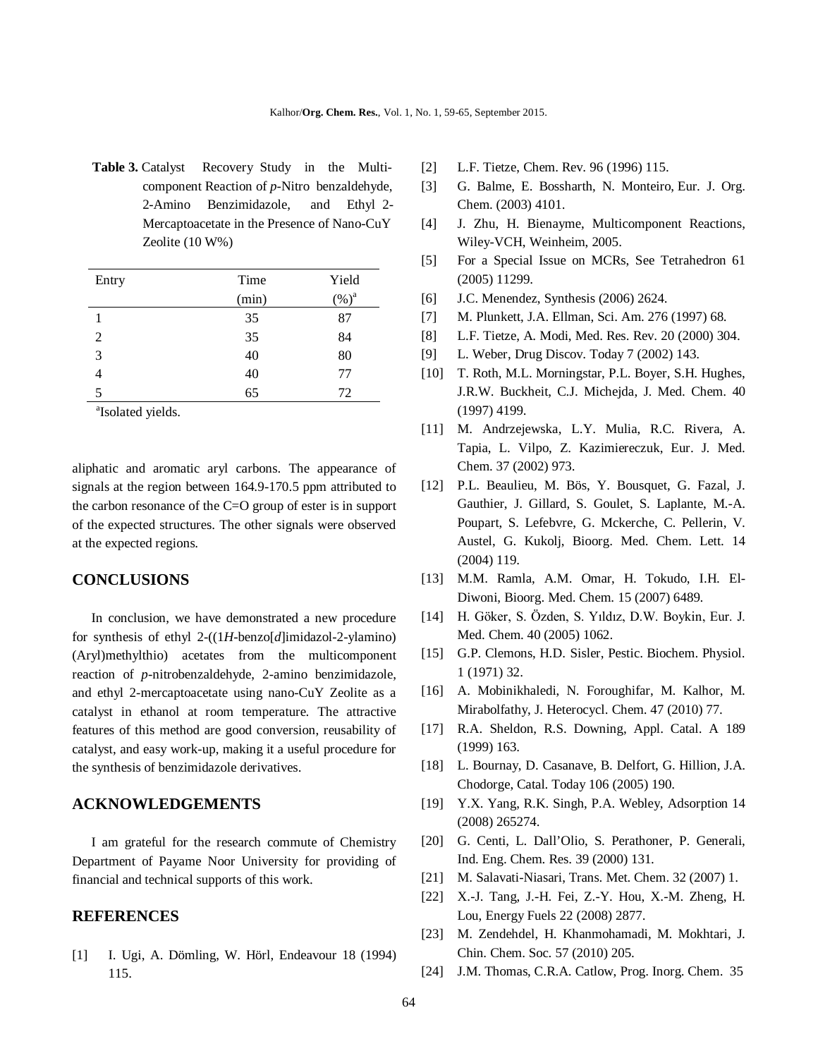**Table 3.** Catalyst Recovery Study in the Multi-component Reaction of *p*-Nitro benzaldehyde, 2-Amino Benzimidazole, and Ethyl 2-Mercaptoacetate in the Presence of Nano-CuY Zeolite (10 W%)

| Entry | Time (min) | Yield (%)[a] |
|---|---|---|
| 1 | 35 | 87 |
| 2 | 35 | 84 |
| 3 | 40 | 80 |
| 4 | 40 | 77 |
| 5 | 65 | 72 |

[a]Isolated yields.

aliphatic and aromatic aryl carbons. The appearance of signals at the region between 164.9-170.5 ppm attributed to the carbon resonance of the C=O group of ester is in support of the expected structures. The other signals were observed at the expected regions.

## CONCLUSIONS

In conclusion, we have demonstrated a new procedure for synthesis of ethyl 2-((1*H*-benzo[*d*]imidazol-2-ylamino)(Aryl)methylthio) acetates from the multicomponent reaction of *p*-nitrobenzaldehyde, 2-amino benzimidazole, and ethyl 2-mercaptoacetate using nano-CuY Zeolite as a catalyst in ethanol at room temperature. The attractive features of this method are good conversion, reusability of catalyst, and easy work-up, making it a useful procedure for the synthesis of benzimidazole derivatives.

## ACKNOWLEDGEMENTS

I am grateful for the research commute of Chemistry Department of Payame Noor University for providing of financial and technical supports of this work.

## REFERENCES

[1] I. Ugi, A. Dömling, W. Hörl, Endeavour 18 (1994) 115.

[2] L.F. Tietze, Chem. Rev. 96 (1996) 115.

[3] G. Balme, E. Bossharth, N. Monteiro, Eur. J. Org. Chem. (2003) 4101.

[4] J. Zhu, H. Bienayme, Multicomponent Reactions, Wiley-VCH, Weinheim, 2005.

[5] For a Special Issue on MCRs, See Tetrahedron 61 (2005) 11299.

[6] J.C. Menendez, Synthesis (2006) 2624.

[7] M. Plunkett, J.A. Ellman, Sci. Am. 276 (1997) 68.

[8] L.F. Tietze, A. Modi, Med. Res. Rev. 20 (2000) 304.

[9] L. Weber, Drug Discov. Today 7 (2002) 143.

[10] T. Roth, M.L. Morningstar, P.L. Boyer, S.H. Hughes, J.R.W. Buckheit, C.J. Michejda, J. Med. Chem. 40 (1997) 4199.

[11] M. Andrzejewska, L.Y. Mulia, R.C. Rivera, A. Tapia, L. Vilpo, Z. Kazimiereczuk, Eur. J. Med. Chem. 37 (2002) 973.

[12] P.L. Beaulieu, M. Bös, Y. Bousquet, G. Fazal, J. Gauthier, J. Gillard, S. Goulet, S. Laplante, M.-A. Poupart, S. Lefebvre, G. Mckerche, C. Pellerin, V. Austel, G. Kukolj, Bioorg. Med. Chem. Lett. 14 (2004) 119.

[13] M.M. Ramla, A.M. Omar, H. Tokudo, I.H. El-Diwoni, Bioorg. Med. Chem. 15 (2007) 6489.

[14] H. Göker, S. Özden, S. Yıldız, D.W. Boykin, Eur. J. Med. Chem. 40 (2005) 1062.

[15] G.P. Clemons, H.D. Sisler, Pestic. Biochem. Physiol. 1 (1971) 32.

[16] A. Mobinikhaledi, N. Foroughifar, M. Kalhor, M. Mirabolfathy, J. Heterocycl. Chem. 47 (2010) 77.

[17] R.A. Sheldon, R.S. Downing, Appl. Catal. A 189 (1999) 163.

[18] L. Bournay, D. Casanave, B. Delfort, G. Hillion, J.A. Chodorge, Catal. Today 106 (2005) 190.

[19] Y.X. Yang, R.K. Singh, P.A. Webley, Adsorption 14 (2008) 265274.

[20] G. Centi, L. Dall'Olio, S. Perathoner, P. Generali, Ind. Eng. Chem. Res. 39 (2000) 131.

[21] M. Salavati-Niasari, Trans. Met. Chem. 32 (2007) 1.

[22] X.-J. Tang, J.-H. Fei, Z.-Y. Hou, X.-M. Zheng, H. Lou, Energy Fuels 22 (2008) 2877.

[23] M. Zendehdel, H. Khanmohamadi, M. Mokhtari, J. Chin. Chem. Soc. 57 (2010) 205.

[24] J.M. Thomas, C.R.A. Catlow, Prog. Inorg. Chem. 35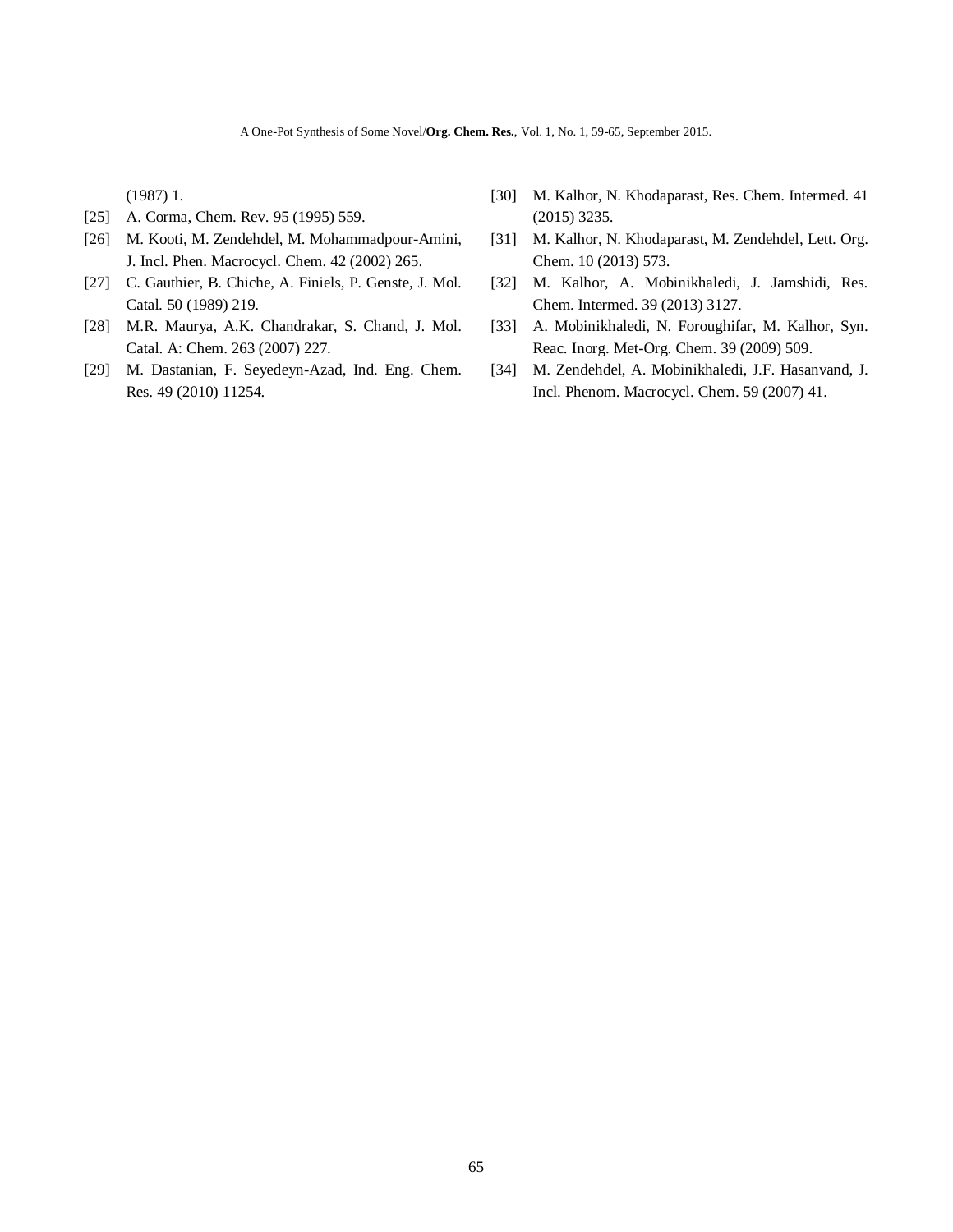(1987) 1.

[25] A. Corma, Chem. Rev. 95 (1995) 559.

[26] M. Kooti, M. Zendehdel, M. Mohammadpour-Amini, J. Incl. Phen. Macrocycl. Chem. 42 (2002) 265.

[27] C. Gauthier, B. Chiche, A. Finiels, P. Genste, J. Mol. Catal. 50 (1989) 219.

[28] M.R. Maurya, A.K. Chandrakar, S. Chand, J. Mol. Catal. A: Chem. 263 (2007) 227.

[29] M. Dastanian, F. Seyedeyn-Azad, Ind. Eng. Chem. Res. 49 (2010) 11254.

[30] M. Kalhor, N. Khodaparast, Res. Chem. Intermed. 41 (2015) 3235.

[31] M. Kalhor, N. Khodaparast, M. Zendehdel, Lett. Org. Chem. 10 (2013) 573.

[32] M. Kalhor, A. Mobinikhaledi, J. Jamshidi, Res. Chem. Intermed. 39 (2013) 3127.

[33] A. Mobinikhaledi, N. Foroughifar, M. Kalhor, Syn. Reac. Inorg. Met-Org. Chem. 39 (2009) 509.

[34] M. Zendehdel, A. Mobinikhaledi, J.F. Hasanvand, J. Incl. Phenom. Macrocycl. Chem. 59 (2007) 41.